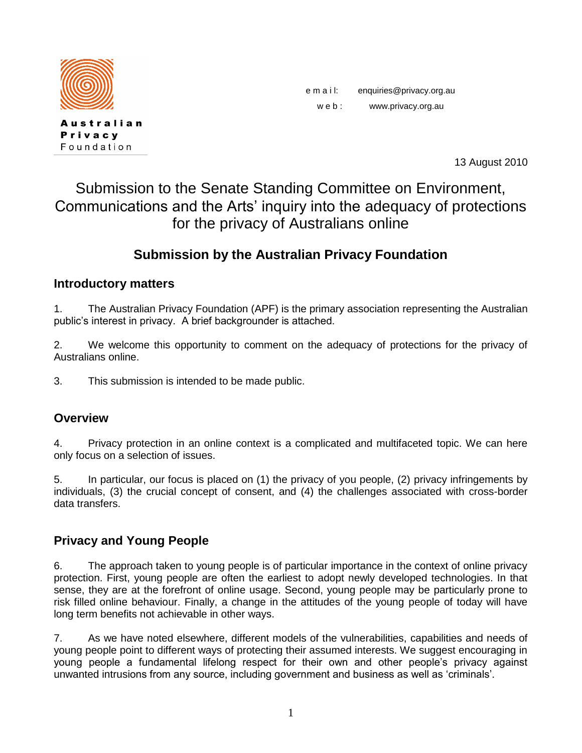Australian Privacy Foundation

email: enquiries@privacy.org.au
web: www.privacy.org.au

13 August 2010

# Submission to the Senate Standing Committee on Environment, Communications and the Arts' inquiry into the adequacy of protections for the privacy of Australians online

## Submission by the Australian Privacy Foundation

### Introductory matters

1. The Australian Privacy Foundation (APF) is the primary association representing the Australian public's interest in privacy. A brief backgrounder is attached.

2. We welcome this opportunity to comment on the adequacy of protections for the privacy of Australians online.

3. This submission is intended to be made public.

### Overview

4. Privacy protection in an online context is a complicated and multifaceted topic. We can here only focus on a selection of issues.

5. In particular, our focus is placed on (1) the privacy of you people, (2) privacy infringements by individuals, (3) the crucial concept of consent, and (4) the challenges associated with cross-border data transfers.

### Privacy and Young People

6. The approach taken to young people is of particular importance in the context of online privacy protection. First, young people are often the earliest to adopt newly developed technologies. In that sense, they are at the forefront of online usage. Second, young people may be particularly prone to risk filled online behaviour. Finally, a change in the attitudes of the young people of today will have long term benefits not achievable in other ways.

7. As we have noted elsewhere, different models of the vulnerabilities, capabilities and needs of young people point to different ways of protecting their assumed interests. We suggest encouraging in young people a fundamental lifelong respect for their own and other people's privacy against unwanted intrusions from any source, including government and business as well as 'criminals'.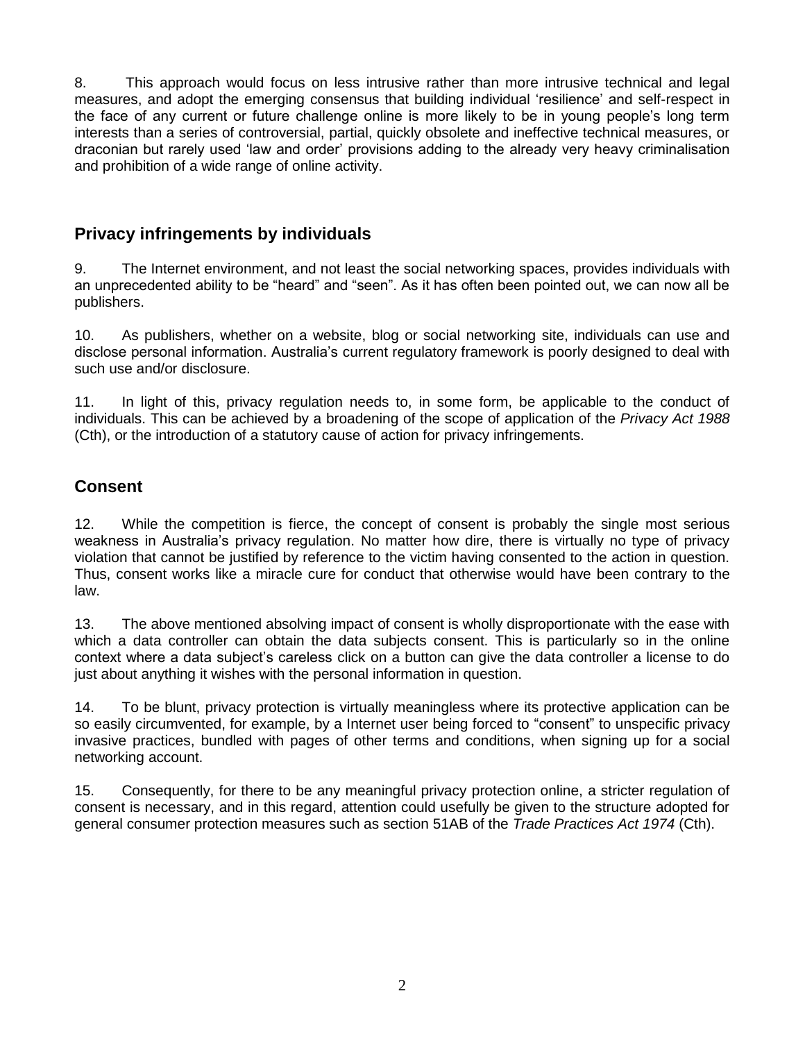8. This approach would focus on less intrusive rather than more intrusive technical and legal measures, and adopt the emerging consensus that building individual 'resilience' and self-respect in the face of any current or future challenge online is more likely to be in young people's long term interests than a series of controversial, partial, quickly obsolete and ineffective technical measures, or draconian but rarely used 'law and order' provisions adding to the already very heavy criminalisation and prohibition of a wide range of online activity.

## Privacy infringements by individuals

9. The Internet environment, and not least the social networking spaces, provides individuals with an unprecedented ability to be "heard" and "seen". As it has often been pointed out, we can now all be publishers.

10. As publishers, whether on a website, blog or social networking site, individuals can use and disclose personal information. Australia's current regulatory framework is poorly designed to deal with such use and/or disclosure.

11. In light of this, privacy regulation needs to, in some form, be applicable to the conduct of individuals. This can be achieved by a broadening of the scope of application of the *Privacy Act 1988* (Cth), or the introduction of a statutory cause of action for privacy infringements.

## Consent

12. While the competition is fierce, the concept of consent is probably the single most serious weakness in Australia's privacy regulation. No matter how dire, there is virtually no type of privacy violation that cannot be justified by reference to the victim having consented to the action in question. Thus, consent works like a miracle cure for conduct that otherwise would have been contrary to the law.

13. The above mentioned absolving impact of consent is wholly disproportionate with the ease with which a data controller can obtain the data subjects consent. This is particularly so in the online context where a data subject's careless click on a button can give the data controller a license to do just about anything it wishes with the personal information in question.

14. To be blunt, privacy protection is virtually meaningless where its protective application can be so easily circumvented, for example, by a Internet user being forced to "consent" to unspecific privacy invasive practices, bundled with pages of other terms and conditions, when signing up for a social networking account.

15. Consequently, for there to be any meaningful privacy protection online, a stricter regulation of consent is necessary, and in this regard, attention could usefully be given to the structure adopted for general consumer protection measures such as section 51AB of the *Trade Practices Act 1974* (Cth).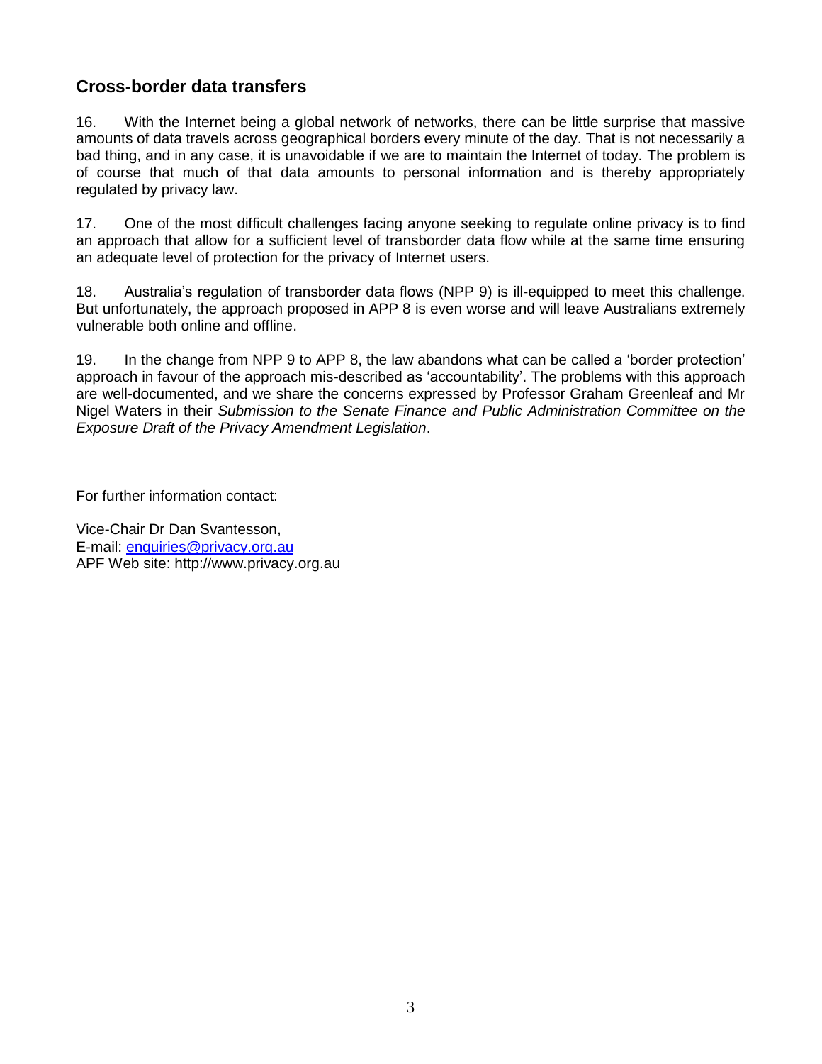## Cross-border data transfers

16. With the Internet being a global network of networks, there can be little surprise that massive amounts of data travels across geographical borders every minute of the day. That is not necessarily a bad thing, and in any case, it is unavoidable if we are to maintain the Internet of today. The problem is of course that much of that data amounts to personal information and is thereby appropriately regulated by privacy law.

17. One of the most difficult challenges facing anyone seeking to regulate online privacy is to find an approach that allow for a sufficient level of transborder data flow while at the same time ensuring an adequate level of protection for the privacy of Internet users.

18. Australia's regulation of transborder data flows (NPP 9) is ill-equipped to meet this challenge. But unfortunately, the approach proposed in APP 8 is even worse and will leave Australians extremely vulnerable both online and offline.

19. In the change from NPP 9 to APP 8, the law abandons what can be called a 'border protection' approach in favour of the approach mis-described as 'accountability'. The problems with this approach are well-documented, and we share the concerns expressed by Professor Graham Greenleaf and Mr Nigel Waters in their *Submission to the Senate Finance and Public Administration Committee on the Exposure Draft of the Privacy Amendment Legislation*.

For further information contact:

Vice-Chair Dr Dan Svantesson,
E-mail: enquiries@privacy.org.au
APF Web site: http://www.privacy.org.au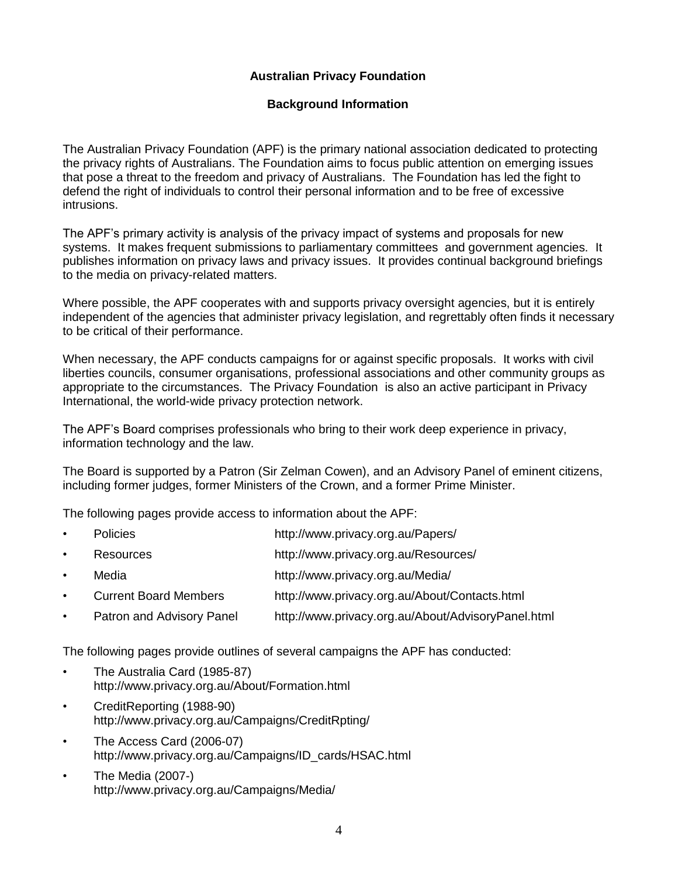**Australian Privacy Foundation**

**Background Information**

The Australian Privacy Foundation (APF) is the primary national association dedicated to protecting the privacy rights of Australians. The Foundation aims to focus public attention on emerging issues that pose a threat to the freedom and privacy of Australians. The Foundation has led the fight to defend the right of individuals to control their personal information and to be free of excessive intrusions.

The APF's primary activity is analysis of the privacy impact of systems and proposals for new systems. It makes frequent submissions to parliamentary committees and government agencies. It publishes information on privacy laws and privacy issues. It provides continual background briefings to the media on privacy-related matters.

Where possible, the APF cooperates with and supports privacy oversight agencies, but it is entirely independent of the agencies that administer privacy legislation, and regrettably often finds it necessary to be critical of their performance.

When necessary, the APF conducts campaigns for or against specific proposals. It works with civil liberties councils, consumer organisations, professional associations and other community groups as appropriate to the circumstances. The Privacy Foundation is also an active participant in Privacy International, the world-wide privacy protection network.

The APF's Board comprises professionals who bring to their work deep experience in privacy, information technology and the law.

The Board is supported by a Patron (Sir Zelman Cowen), and an Advisory Panel of eminent citizens, including former judges, former Ministers of the Crown, and a former Prime Minister.

The following pages provide access to information about the APF:

- Policies http://www.privacy.org.au/Papers/
- Resources http://www.privacy.org.au/Resources/
- Media http://www.privacy.org.au/Media/
- Current Board Members http://www.privacy.org.au/About/Contacts.html
- Patron and Advisory Panel http://www.privacy.org.au/About/AdvisoryPanel.html

The following pages provide outlines of several campaigns the APF has conducted:

- The Australia Card (1985-87)
  http://www.privacy.org.au/About/Formation.html
- CreditReporting (1988-90)
  http://www.privacy.org.au/Campaigns/CreditRpting/
- The Access Card (2006-07)
  http://www.privacy.org.au/Campaigns/ID_cards/HSAC.html
- The Media (2007-)
  http://www.privacy.org.au/Campaigns/Media/